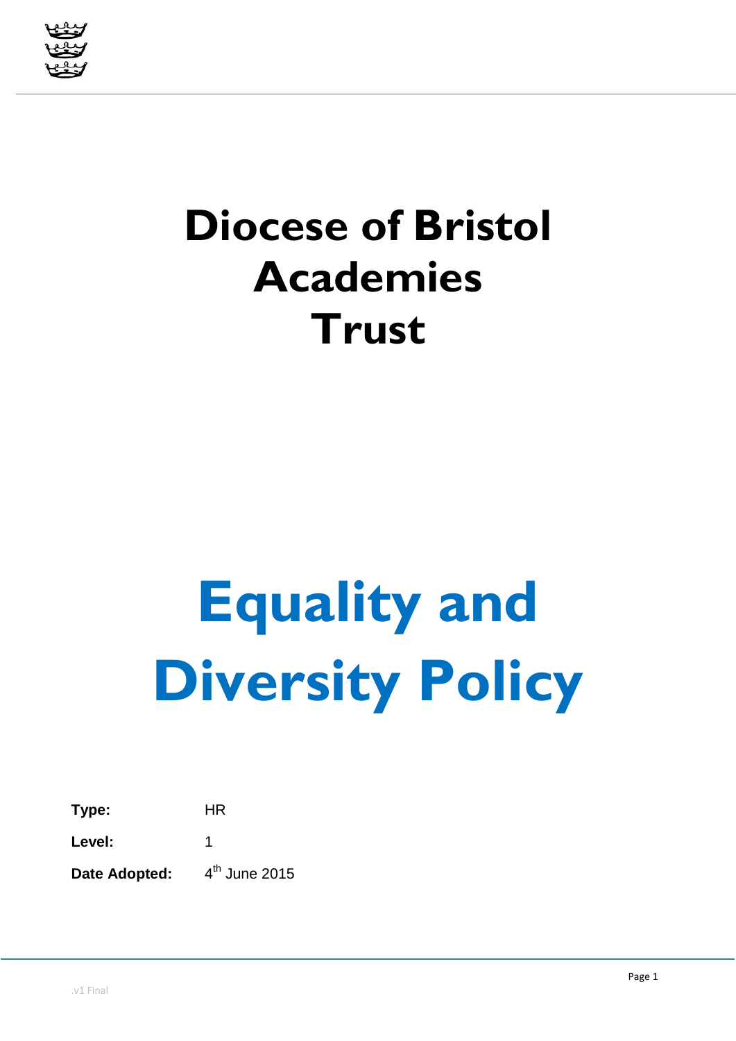# Diocese of Bristol Academies Trust

# Equality and Diversity Policy

**Type:** HR

**Level:** 1

**Date Adopted:** 4th June 2015

.v1 Final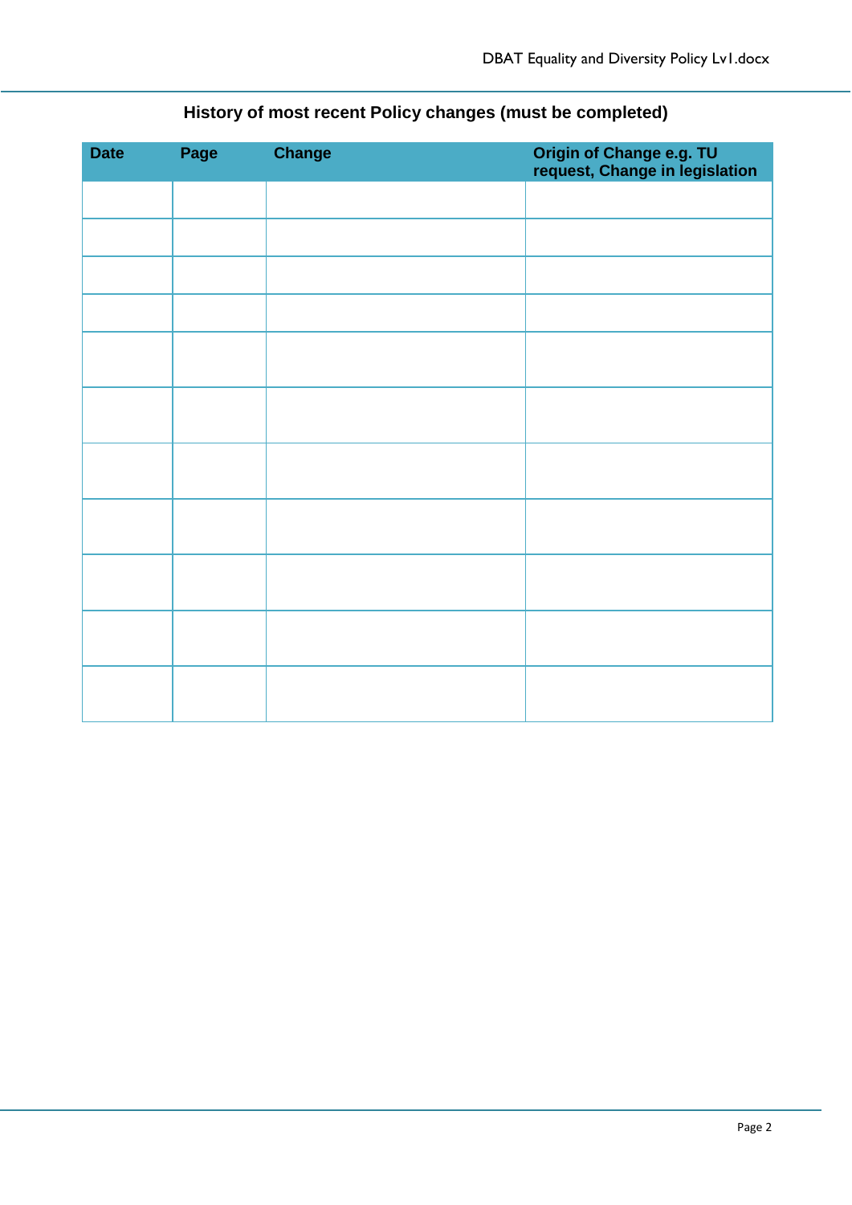**History of most recent Policy changes (must be completed)**

| Date | Page | Change | Origin of Change e.g. TU request, Change in legislation |
|---|---|---|---|
| | | | |
| | | | |
| | | | |
| | | | |
| | | | |
| | | | |
| | | | |
| | | | |
| | | | |
| | | | |
| | | | |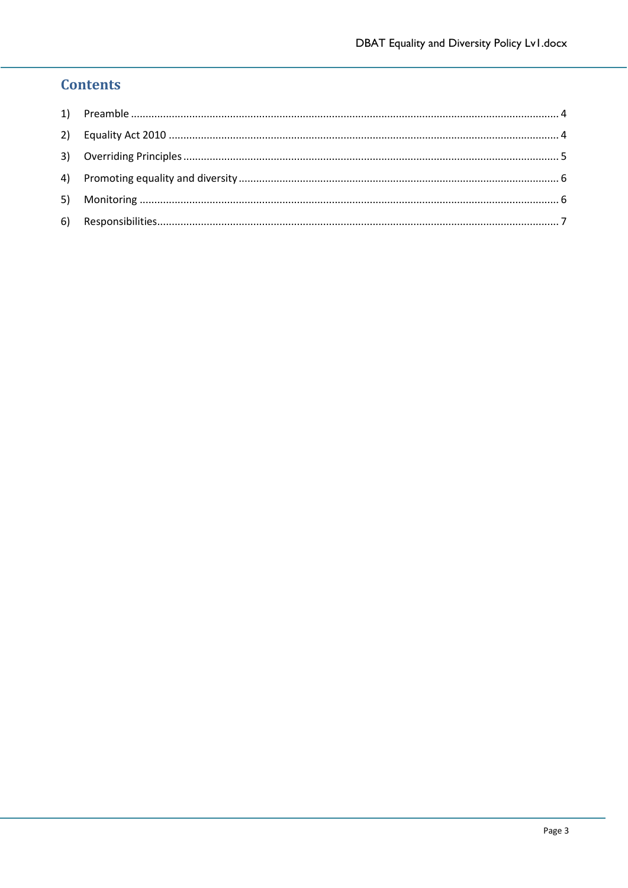## Contents

1) Preamble ........................................................................................................................................ 4
2) Equality Act 2010 ........................................................................................................................... 4
3) Overriding Principles ..................................................................................................................... 5
4) Promoting equality and diversity ................................................................................................... 6
5) Monitoring .................................................................................................................................... 6
6) Responsibilities............................................................................................................................... 7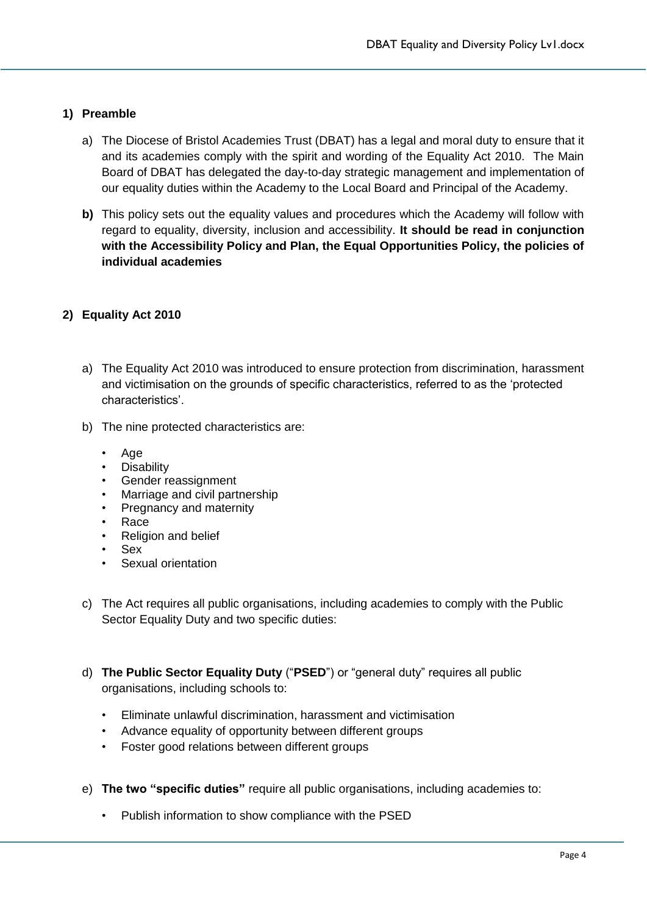## 1) Preamble

a) The Diocese of Bristol Academies Trust (DBAT) has a legal and moral duty to ensure that it and its academies comply with the spirit and wording of the Equality Act 2010. The Main Board of DBAT has delegated the day-to-day strategic management and implementation of our equality duties within the Academy to the Local Board and Principal of the Academy.

**b)** This policy sets out the equality values and procedures which the Academy will follow with regard to equality, diversity, inclusion and accessibility. **It should be read in conjunction with the Accessibility Policy and Plan, the Equal Opportunities Policy, the policies of individual academies**

## 2) Equality Act 2010

a) The Equality Act 2010 was introduced to ensure protection from discrimination, harassment and victimisation on the grounds of specific characteristics, referred to as the 'protected characteristics'.

b) The nine protected characteristics are:

- Age
- Disability
- Gender reassignment
- Marriage and civil partnership
- Pregnancy and maternity
- Race
- Religion and belief
- Sex
- Sexual orientation

c) The Act requires all public organisations, including academies to comply with the Public Sector Equality Duty and two specific duties:

d) **The Public Sector Equality Duty** ("**PSED**") or "general duty" requires all public organisations, including schools to:

- Eliminate unlawful discrimination, harassment and victimisation
- Advance equality of opportunity between different groups
- Foster good relations between different groups

e) **The two "specific duties"** require all public organisations, including academies to:

- Publish information to show compliance with the PSED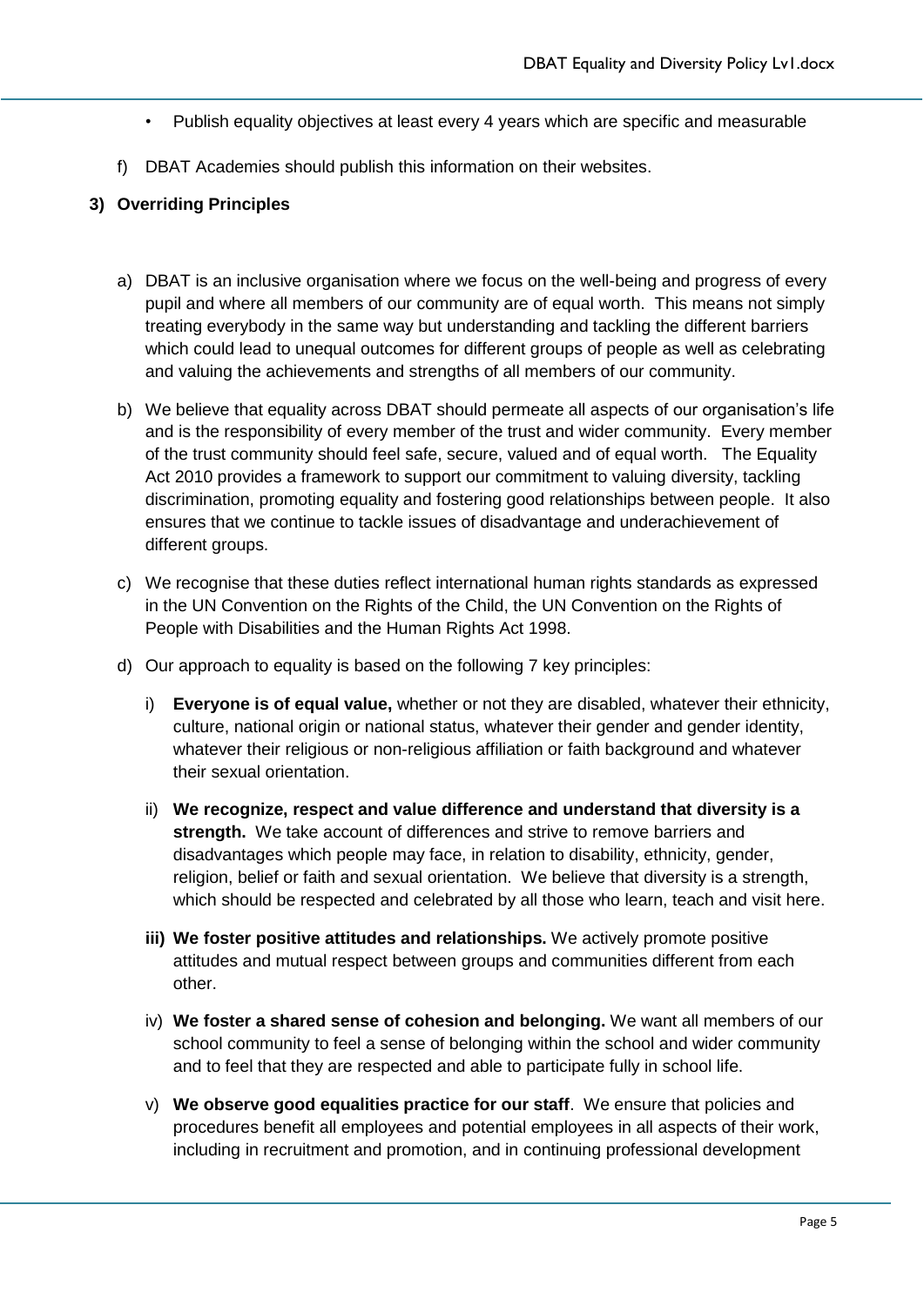- Publish equality objectives at least every 4 years which are specific and measurable

f) DBAT Academies should publish this information on their websites.

### 3) Overriding Principles

a) DBAT is an inclusive organisation where we focus on the well-being and progress of every pupil and where all members of our community are of equal worth. This means not simply treating everybody in the same way but understanding and tackling the different barriers which could lead to unequal outcomes for different groups of people as well as celebrating and valuing the achievements and strengths of all members of our community.

b) We believe that equality across DBAT should permeate all aspects of our organisation's life and is the responsibility of every member of the trust and wider community. Every member of the trust community should feel safe, secure, valued and of equal worth. The Equality Act 2010 provides a framework to support our commitment to valuing diversity, tackling discrimination, promoting equality and fostering good relationships between people. It also ensures that we continue to tackle issues of disadvantage and underachievement of different groups.

c) We recognise that these duties reflect international human rights standards as expressed in the UN Convention on the Rights of the Child, the UN Convention on the Rights of People with Disabilities and the Human Rights Act 1998.

d) Our approach to equality is based on the following 7 key principles:

   i) **Everyone is of equal value,** whether or not they are disabled, whatever their ethnicity, culture, national origin or national status, whatever their gender and gender identity, whatever their religious or non-religious affiliation or faith background and whatever their sexual orientation.

   ii) **We recognize, respect and value difference and understand that diversity is a strength.** We take account of differences and strive to remove barriers and disadvantages which people may face, in relation to disability, ethnicity, gender, religion, belief or faith and sexual orientation. We believe that diversity is a strength, which should be respected and celebrated by all those who learn, teach and visit here.

   **iii) We foster positive attitudes and relationships.** We actively promote positive attitudes and mutual respect between groups and communities different from each other.

   iv) **We foster a shared sense of cohesion and belonging.** We want all members of our school community to feel a sense of belonging within the school and wider community and to feel that they are respected and able to participate fully in school life.

   v) **We observe good equalities practice for our staff**. We ensure that policies and procedures benefit all employees and potential employees in all aspects of their work, including in recruitment and promotion, and in continuing professional development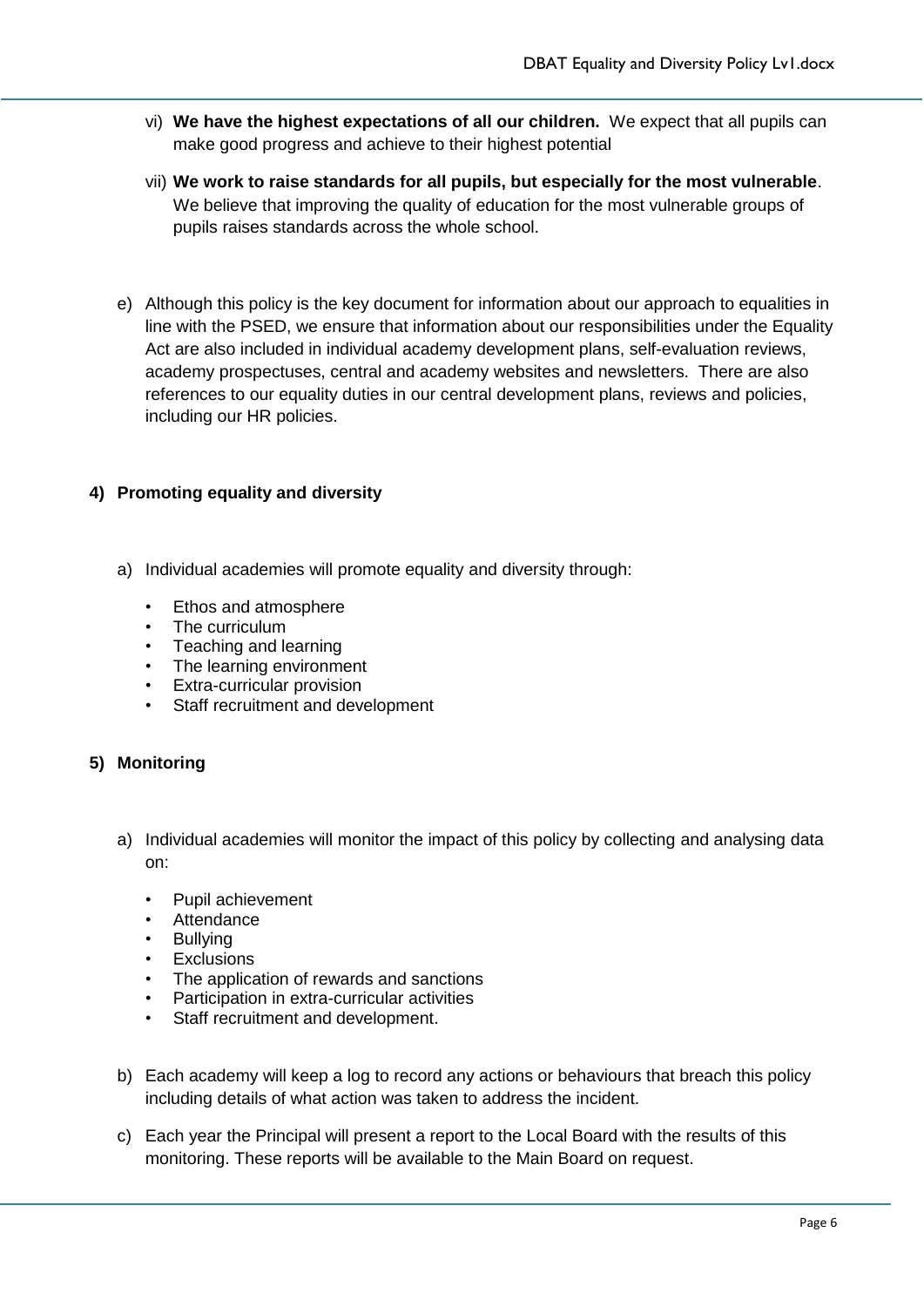vi) **We have the highest expectations of all our children.** We expect that all pupils can make good progress and achieve to their highest potential

vii) **We work to raise standards for all pupils, but especially for the most vulnerable**. We believe that improving the quality of education for the most vulnerable groups of pupils raises standards across the whole school.

e) Although this policy is the key document for information about our approach to equalities in line with the PSED, we ensure that information about our responsibilities under the Equality Act are also included in individual academy development plans, self-evaluation reviews, academy prospectuses, central and academy websites and newsletters. There are also references to our equality duties in our central development plans, reviews and policies, including our HR policies.

## 4) Promoting equality and diversity

a) Individual academies will promote equality and diversity through:

- Ethos and atmosphere
- The curriculum
- Teaching and learning
- The learning environment
- Extra-curricular provision
- Staff recruitment and development

## 5) Monitoring

a) Individual academies will monitor the impact of this policy by collecting and analysing data on:

- Pupil achievement
- Attendance
- Bullying
- Exclusions
- The application of rewards and sanctions
- Participation in extra-curricular activities
- Staff recruitment and development.

b) Each academy will keep a log to record any actions or behaviours that breach this policy including details of what action was taken to address the incident.

c) Each year the Principal will present a report to the Local Board with the results of this monitoring. These reports will be available to the Main Board on request.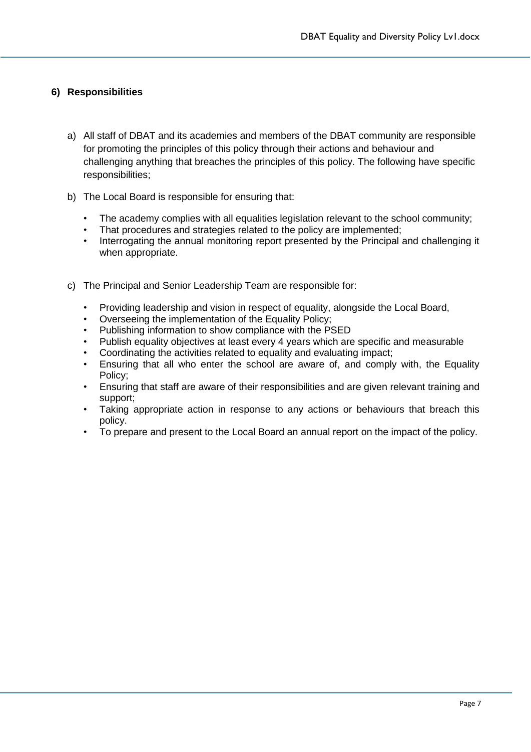## 6) Responsibilities

a) All staff of DBAT and its academies and members of the DBAT community are responsible for promoting the principles of this policy through their actions and behaviour and challenging anything that breaches the principles of this policy. The following have specific responsibilities;

b) The Local Board is responsible for ensuring that:

- The academy complies with all equalities legislation relevant to the school community;
- That procedures and strategies related to the policy are implemented;
- Interrogating the annual monitoring report presented by the Principal and challenging it when appropriate.

c) The Principal and Senior Leadership Team are responsible for:

- Providing leadership and vision in respect of equality, alongside the Local Board,
- Overseeing the implementation of the Equality Policy;
- Publishing information to show compliance with the PSED
- Publish equality objectives at least every 4 years which are specific and measurable
- Coordinating the activities related to equality and evaluating impact;
- Ensuring that all who enter the school are aware of, and comply with, the Equality Policy;
- Ensuring that staff are aware of their responsibilities and are given relevant training and support;
- Taking appropriate action in response to any actions or behaviours that breach this policy.
- To prepare and present to the Local Board an annual report on the impact of the policy.